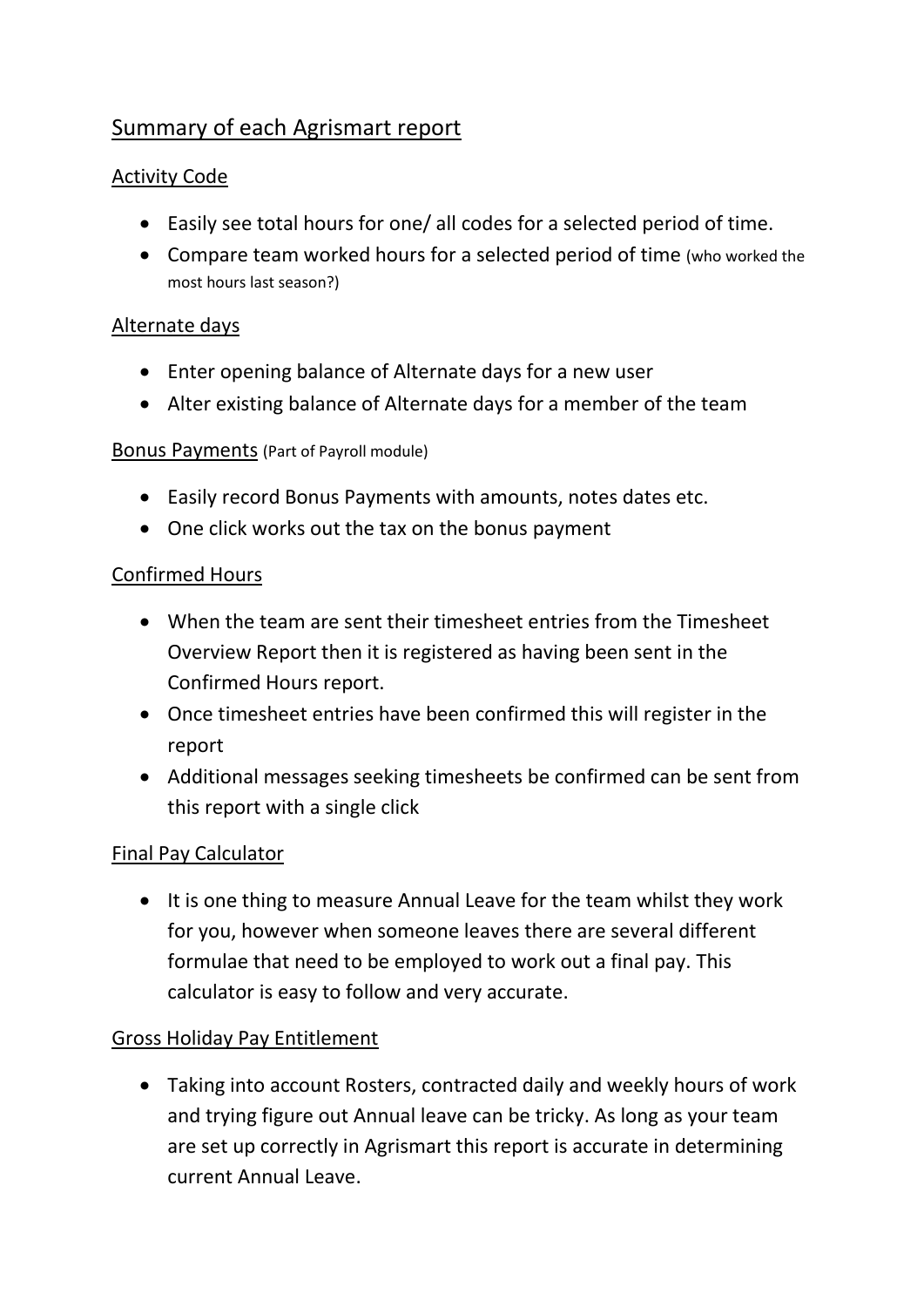# Summary of each Agrismart report

## Activity Code

- Easily see total hours for one/ all codes for a selected period of time.
- Compare team worked hours for a selected period of time (who worked the most hours last season?)

## Alternate days

- Enter opening balance of Alternate days for a new user
- Alter existing balance of Alternate days for a member of the team

## Bonus Payments (Part of Payroll module)

- Easily record Bonus Payments with amounts, notes dates etc.
- One click works out the tax on the bonus payment

## Confirmed Hours

- When the team are sent their timesheet entries from the Timesheet Overview Report then it is registered as having been sent in the Confirmed Hours report.
- Once timesheet entries have been confirmed this will register in the report
- Additional messages seeking timesheets be confirmed can be sent from this report with a single click

## Final Pay Calculator

- It is one thing to measure Annual Leave for the team whilst they work for you, however when someone leaves there are several different formulae that need to be employed to work out a final pay. This calculator is easy to follow and very accurate.

## Gross Holiday Pay Entitlement

- Taking into account Rosters, contracted daily and weekly hours of work and trying figure out Annual leave can be tricky. As long as your team are set up correctly in Agrismart this report is accurate in determining current Annual Leave.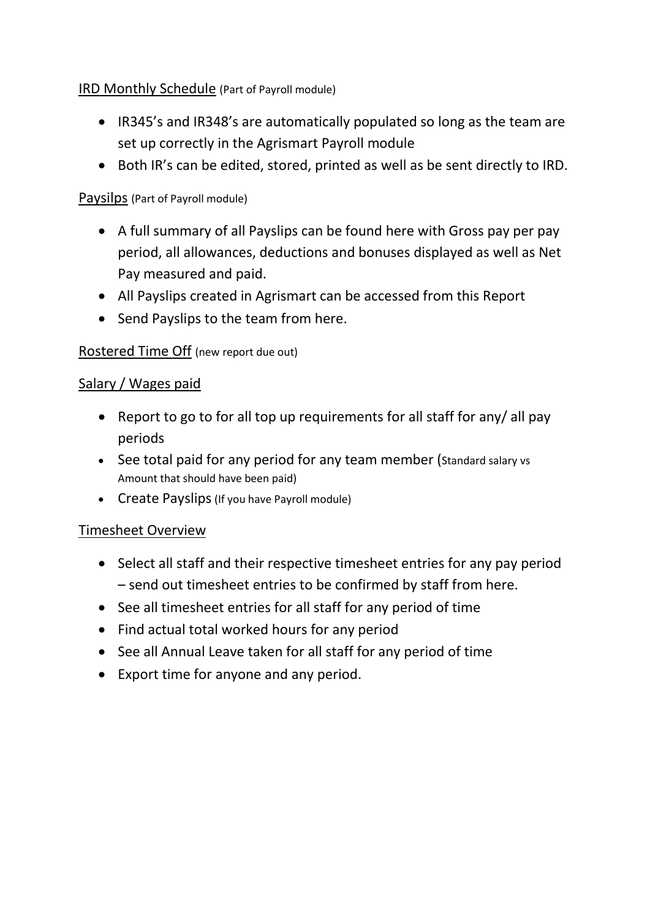IRD Monthly Schedule (Part of Payroll module)

- IR345's and IR348's are automatically populated so long as the team are set up correctly in the Agrismart Payroll module
- Both IR's can be edited, stored, printed as well as be sent directly to IRD.

Paysilps (Part of Payroll module)

- A full summary of all Payslips can be found here with Gross pay per pay period, all allowances, deductions and bonuses displayed as well as Net Pay measured and paid.
- All Payslips created in Agrismart can be accessed from this Report
- Send Payslips to the team from here.

Rostered Time Off (new report due out)

Salary / Wages paid

- Report to go to for all top up requirements for all staff for any/ all pay periods
- See total paid for any period for any team member (Standard salary vs Amount that should have been paid)
- Create Payslips (If you have Payroll module)

Timesheet Overview

- Select all staff and their respective timesheet entries for any pay period – send out timesheet entries to be confirmed by staff from here.
- See all timesheet entries for all staff for any period of time
- Find actual total worked hours for any period
- See all Annual Leave taken for all staff for any period of time
- Export time for anyone and any period.